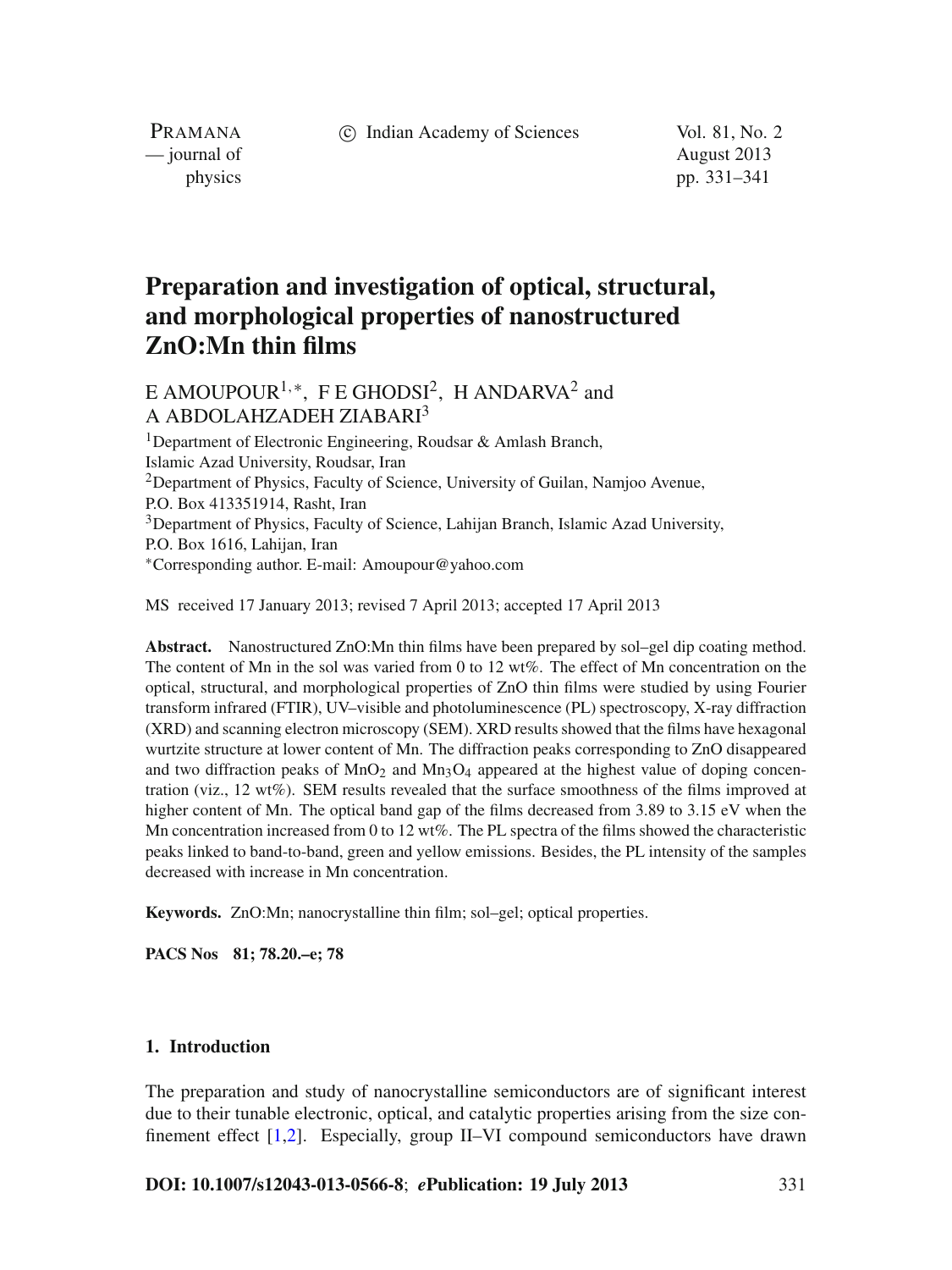# Preparation and investigation of optical, structural, and morphological properties of nanostructured ZnO:Mn thin films

E AMOUPOUR[1,*], F E GHODSI[2], H ANDARVA[2] and A ABDOLAHZADEH ZIABARI[3]

[1]Department of Electronic Engineering, Roudsar & Amlash Branch, Islamic Azad University, Roudsar, Iran

[2]Department of Physics, Faculty of Science, University of Guilan, Namjoo Avenue, P.O. Box 413351914, Rasht, Iran

[3]Department of Physics, Faculty of Science, Lahijan Branch, Islamic Azad University, P.O. Box 1616, Lahijan, Iran

[*]Corresponding author. E-mail: Amoupour@yahoo.com

MS received 17 January 2013; revised 7 April 2013; accepted 17 April 2013

**Abstract.** Nanostructured ZnO:Mn thin films have been prepared by sol–gel dip coating method. The content of Mn in the sol was varied from 0 to 12 wt%. The effect of Mn concentration on the optical, structural, and morphological properties of ZnO thin films were studied by using Fourier transform infrared (FTIR), UV–visible and photoluminescence (PL) spectroscopy, X-ray diffraction (XRD) and scanning electron microscopy (SEM). XRD results showed that the films have hexagonal wurtzite structure at lower content of Mn. The diffraction peaks corresponding to ZnO disappeared and two diffraction peaks of $MnO_2$ and $Mn_3O_4$ appeared at the highest value of doping concentration (viz., 12 wt%). SEM results revealed that the surface smoothness of the films improved at higher content of Mn. The optical band gap of the films decreased from 3.89 to 3.15 eV when the Mn concentration increased from 0 to 12 wt%. The PL spectra of the films showed the characteristic peaks linked to band-to-band, green and yellow emissions. Besides, the PL intensity of the samples decreased with increase in Mn concentration.

**Keywords.** ZnO:Mn; nanocrystalline thin film; sol–gel; optical properties.

**PACS Nos** 81; 78.20.–e; 78

## 1. Introduction

The preparation and study of nanocrystalline semiconductors are of significant interest due to their tunable electronic, optical, and catalytic properties arising from the size confinement effect [1,2]. Especially, group II–VI compound semiconductors have drawn

**DOI: 10.1007/s12043-013-0566-8**; ***e*Publication: 19 July 2013**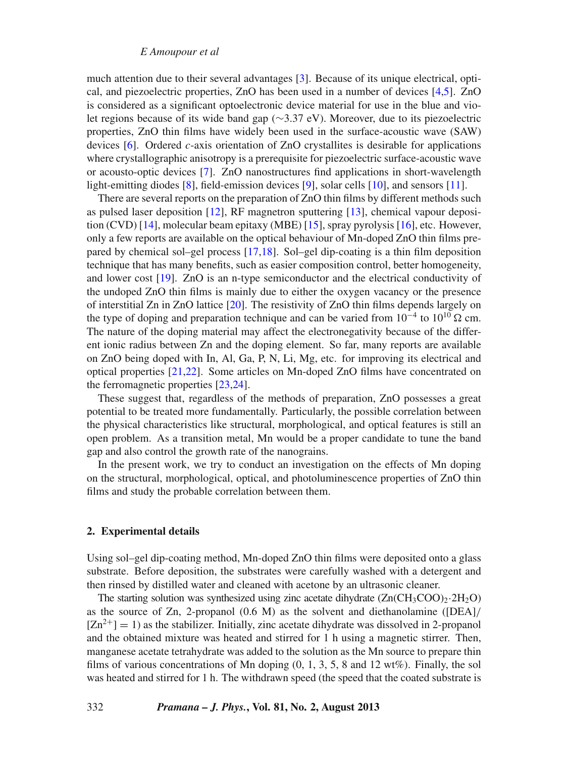much attention due to their several advantages [3]. Because of its unique electrical, optical, and piezoelectric properties, ZnO has been used in a number of devices [4,5]. ZnO is considered as a significant optoelectronic device material for use in the blue and violet regions because of its wide band gap (∼3.37 eV). Moreover, due to its piezoelectric properties, ZnO thin films have widely been used in the surface-acoustic wave (SAW) devices [6]. Ordered *c*-axis orientation of ZnO crystallites is desirable for applications where crystallographic anisotropy is a prerequisite for piezoelectric surface-acoustic wave or acousto-optic devices [7]. ZnO nanostructures find applications in short-wavelength light-emitting diodes [8], field-emission devices [9], solar cells [10], and sensors [11].

There are several reports on the preparation of ZnO thin films by different methods such as pulsed laser deposition [12], RF magnetron sputtering [13], chemical vapour deposition (CVD) [14], molecular beam epitaxy (MBE) [15], spray pyrolysis [16], etc. However, only a few reports are available on the optical behaviour of Mn-doped ZnO thin films prepared by chemical sol–gel process [17,18]. Sol–gel dip-coating is a thin film deposition technique that has many benefits, such as easier composition control, better homogeneity, and lower cost [19]. ZnO is an n-type semiconductor and the electrical conductivity of the undoped ZnO thin films is mainly due to either the oxygen vacancy or the presence of interstitial Zn in ZnO lattice [20]. The resistivity of ZnO thin films depends largely on the type of doping and preparation technique and can be varied from $10^{-4}$ to $10^{10}$ Ω cm. The nature of the doping material may affect the electronegativity because of the different ionic radius between Zn and the doping element. So far, many reports are available on ZnO being doped with In, Al, Ga, P, N, Li, Mg, etc. for improving its electrical and optical properties [21,22]. Some articles on Mn-doped ZnO films have concentrated on the ferromagnetic properties [23,24].

These suggest that, regardless of the methods of preparation, ZnO possesses a great potential to be treated more fundamentally. Particularly, the possible correlation between the physical characteristics like structural, morphological, and optical features is still an open problem. As a transition metal, Mn would be a proper candidate to tune the band gap and also control the growth rate of the nanograins.

In the present work, we try to conduct an investigation on the effects of Mn doping on the structural, morphological, optical, and photoluminescence properties of ZnO thin films and study the probable correlation between them.

## 2. Experimental details

Using sol–gel dip-coating method, Mn-doped ZnO thin films were deposited onto a glass substrate. Before deposition, the substrates were carefully washed with a detergent and then rinsed by distilled water and cleaned with acetone by an ultrasonic cleaner.

The starting solution was synthesized using zinc acetate dihydrate ($Zn(CH_3COO)_2 \cdot 2H_2O$) as the source of Zn, 2-propanol (0.6 M) as the solvent and diethanolamine ($[DEA]/[Zn^{2+}] = 1$) as the stabilizer. Initially, zinc acetate dihydrate was dissolved in 2-propanol and the obtained mixture was heated and stirred for 1 h using a magnetic stirrer. Then, manganese acetate tetrahydrate was added to the solution as the Mn source to prepare thin films of various concentrations of Mn doping (0, 1, 3, 5, 8 and 12 wt%). Finally, the sol was heated and stirred for 1 h. The withdrawn speed (the speed that the coated substrate is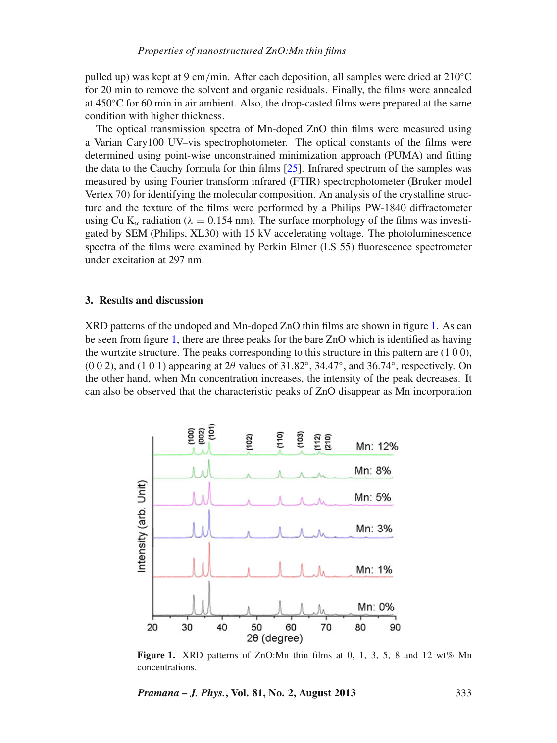pulled up) was kept at 9 cm/min. After each deposition, all samples were dried at 210°C for 20 min to remove the solvent and organic residuals. Finally, the films were annealed at 450°C for 60 min in air ambient. Also, the drop-casted films were prepared at the same condition with higher thickness.

The optical transmission spectra of Mn-doped ZnO thin films were measured using a Varian Cary100 UV–vis spectrophotometer. The optical constants of the films were determined using point-wise unconstrained minimization approach (PUMA) and fitting the data to the Cauchy formula for thin films [25]. Infrared spectrum of the samples was measured by using Fourier transform infrared (FTIR) spectrophotometer (Bruker model Vertex 70) for identifying the molecular composition. An analysis of the crystalline structure and the texture of the films were performed by a Philips PW-1840 diffractometer using Cu $K_\alpha$ radiation ($\lambda = 0.154$ nm). The surface morphology of the films was investigated by SEM (Philips, XL30) with 15 kV accelerating voltage. The photoluminescence spectra of the films were examined by Perkin Elmer (LS 55) fluorescence spectrometer under excitation at 297 nm.

## 3. Results and discussion

XRD patterns of the undoped and Mn-doped ZnO thin films are shown in figure 1. As can be seen from figure 1, there are three peaks for the bare ZnO which is identified as having the wurtzite structure. The peaks corresponding to this structure in this pattern are (1 0 0), (0 0 2), and (1 0 1) appearing at $2\theta$ values of 31.82°, 34.47°, and 36.74°, respectively. On the other hand, when Mn concentration increases, the intensity of the peak decreases. It can also be observed that the characteristic peaks of ZnO disappear as Mn incorporation

**Figure 1.** XRD patterns of ZnO:Mn thin films at 0, 1, 3, 5, 8 and 12 wt% Mn concentrations.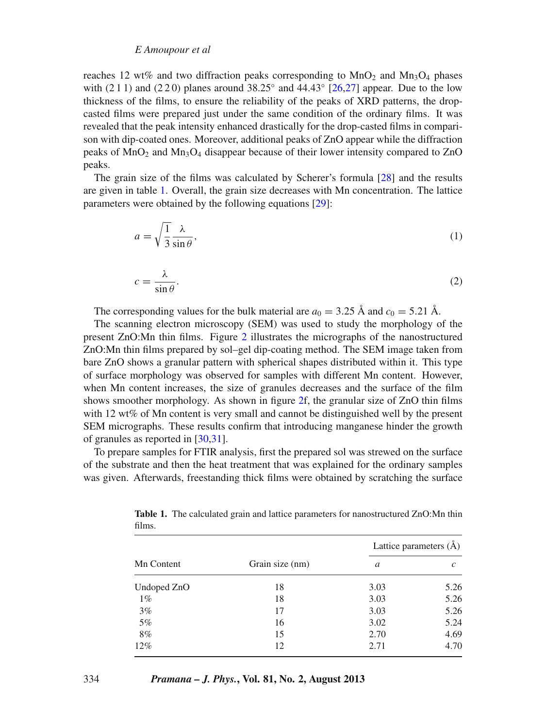reaches 12 wt% and two diffraction peaks corresponding to $MnO_2$ and $Mn_3O_4$ phases with (2 1 1) and (2 2 0) planes around 38.25° and 44.43° [26,27] appear. Due to the low thickness of the films, to ensure the reliability of the peaks of XRD patterns, the drop-casted films were prepared just under the same condition of the ordinary films. It was revealed that the peak intensity enhanced drastically for the drop-casted films in comparison with dip-coated ones. Moreover, additional peaks of ZnO appear while the diffraction peaks of $MnO_2$ and $Mn_3O_4$ disappear because of their lower intensity compared to ZnO peaks.

The grain size of the films was calculated by Scherer's formula [28] and the results are given in table 1. Overall, the grain size decreases with Mn concentration. The lattice parameters were obtained by the following equations [29]:

$$a = \sqrt{\frac{1}{3}} \frac{\lambda}{\sin \theta}, \tag{1}$$

$$c = \frac{\lambda}{\sin \theta}. \tag{2}$$

The corresponding values for the bulk material are $a_0 = 3.25$ Å and $c_0 = 5.21$ Å.

The scanning electron microscopy (SEM) was used to study the morphology of the present ZnO:Mn thin films. Figure 2 illustrates the micrographs of the nanostructured ZnO:Mn thin films prepared by sol–gel dip-coating method. The SEM image taken from bare ZnO shows a granular pattern with spherical shapes distributed within it. This type of surface morphology was observed for samples with different Mn content. However, when Mn content increases, the size of granules decreases and the surface of the film shows smoother morphology. As shown in figure 2f, the granular size of ZnO thin films with 12 wt% of Mn content is very small and cannot be distinguished well by the present SEM micrographs. These results confirm that introducing manganese hinder the growth of granules as reported in [30,31].

To prepare samples for FTIR analysis, first the prepared sol was strewed on the surface of the substrate and then the heat treatment that was explained for the ordinary samples was given. Afterwards, freestanding thick films were obtained by scratching the surface

**Table 1.** The calculated grain and lattice parameters for nanostructured ZnO:Mn thin films.

| Mn Content | Grain size (nm) | Lattice parameters (Å) | |
|---|---|---|---|
| | | $a$ | $c$ |
| Undoped ZnO | 18 | 3.03 | 5.26 |
| 1% | 18 | 3.03 | 5.26 |
| 3% | 17 | 3.03 | 5.26 |
| 5% | 16 | 3.02 | 5.24 |
| 8% | 15 | 2.70 | 4.69 |
| 12% | 12 | 2.71 | 4.70 |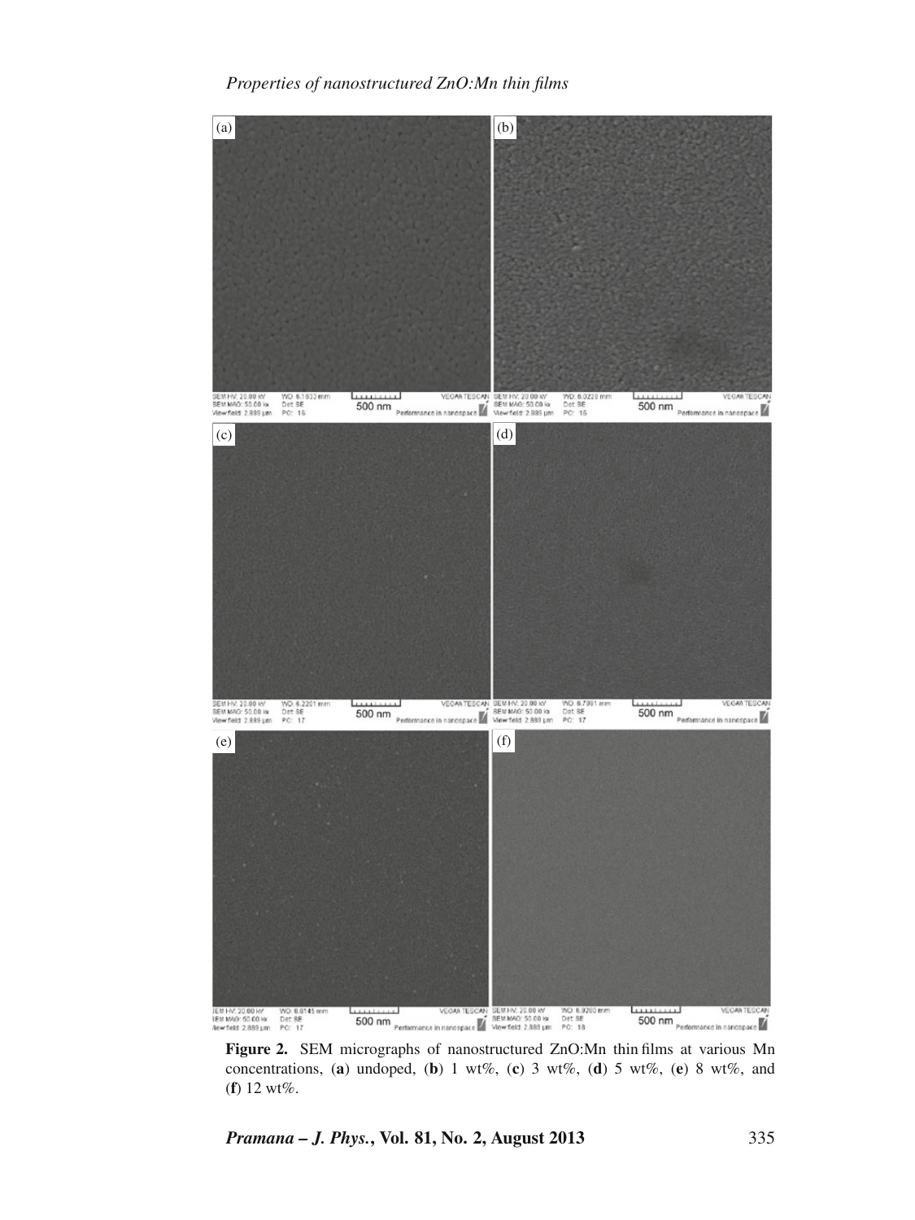**Figure 2.** SEM micrographs of nanostructured ZnO:Mn thin films at various Mn concentrations, (**a**) undoped, (**b**) 1 wt%, (**c**) 3 wt%, (**d**) 5 wt%, (**e**) 8 wt%, and (**f**) 12 wt%.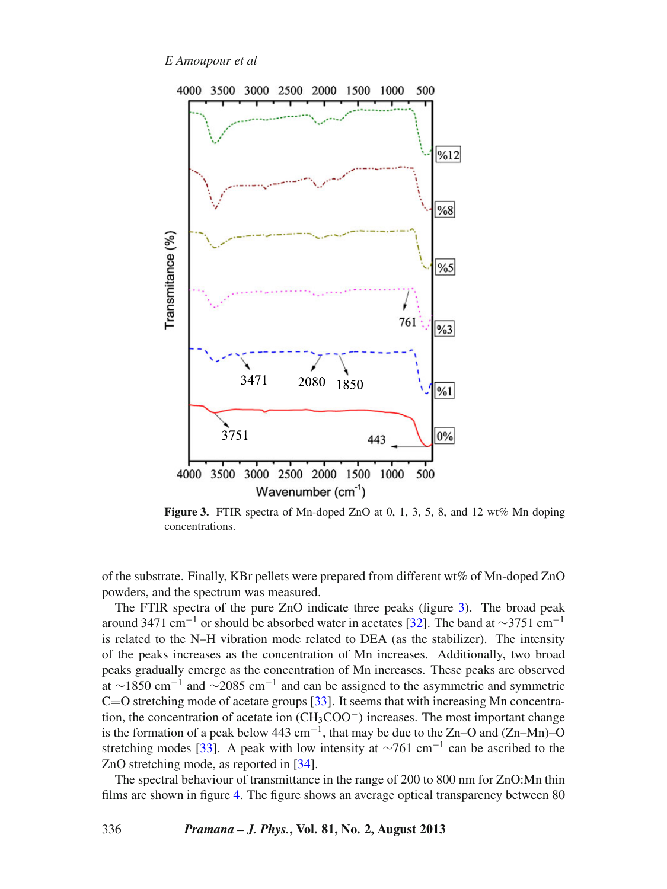**Figure 3.** FTIR spectra of Mn-doped ZnO at 0, 1, 3, 5, 8, and 12 wt% Mn doping concentrations.

of the substrate. Finally, KBr pellets were prepared from different wt% of Mn-doped ZnO powders, and the spectrum was measured.

The FTIR spectra of the pure ZnO indicate three peaks (figure 3). The broad peak around 3471 $cm^{-1}$ or should be absorbed water in acetates [32]. The band at ~3751 $cm^{-1}$ is related to the N–H vibration mode related to DEA (as the stabilizer). The intensity of the peaks increases as the concentration of Mn increases. Additionally, two broad peaks gradually emerge as the concentration of Mn increases. These peaks are observed at ~1850 $cm^{-1}$ and ~2085 $cm^{-1}$ and can be assigned to the asymmetric and symmetric C=O stretching mode of acetate groups [33]. It seems that with increasing Mn concentration, the concentration of acetate ion ($CH_3COO^-$) increases. The most important change is the formation of a peak below 443 $cm^{-1}$, that may be due to the Zn–O and (Zn–Mn)–O stretching modes [33]. A peak with low intensity at ~761 $cm^{-1}$ can be ascribed to the ZnO stretching mode, as reported in [34].

The spectral behaviour of transmittance in the range of 200 to 800 nm for ZnO:Mn thin films are shown in figure 4. The figure shows an average optical transparency between 80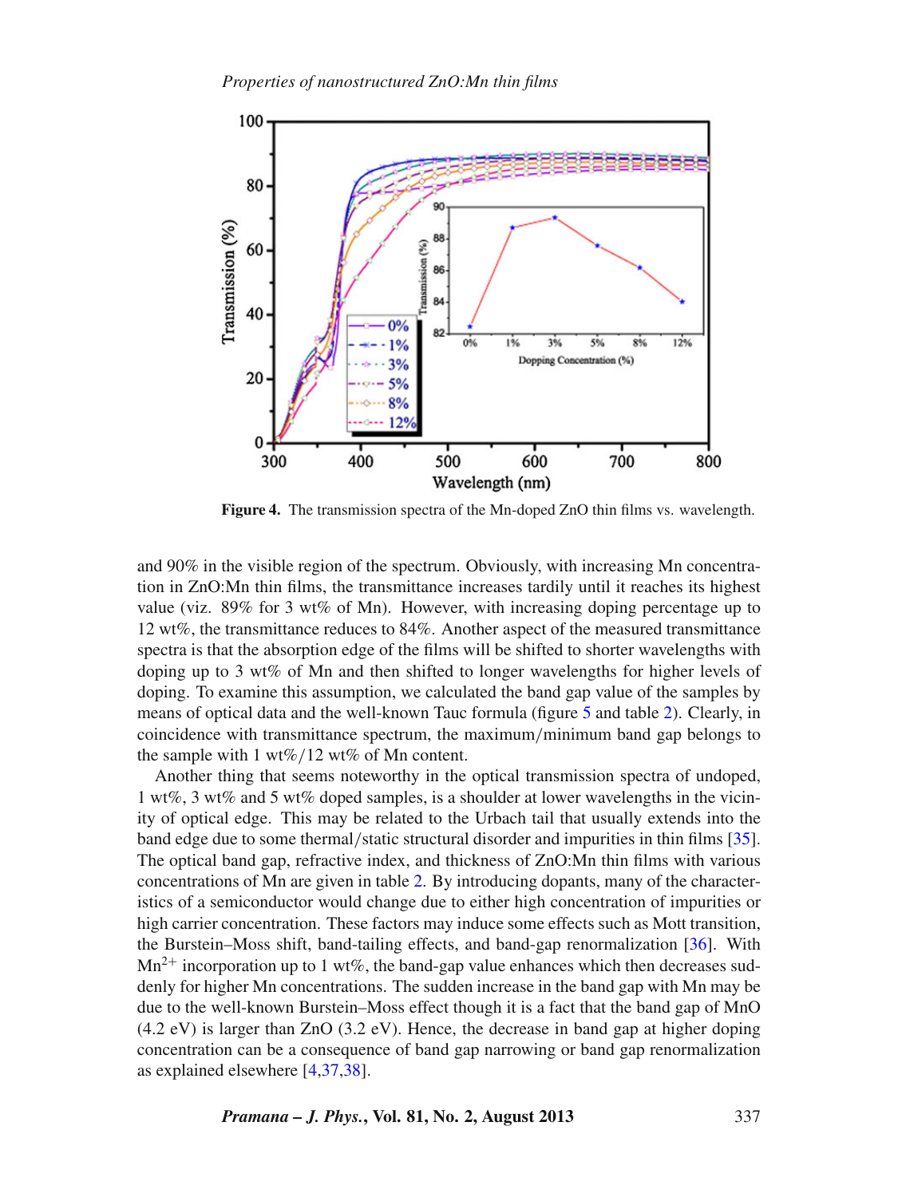Figure 4. The transmission spectra of the Mn-doped ZnO thin films vs. wavelength.

and 90% in the visible region of the spectrum. Obviously, with increasing Mn concentration in ZnO:Mn thin films, the transmittance increases tardily until it reaches its highest value (viz. 89% for 3 wt% of Mn). However, with increasing doping percentage up to 12 wt%, the transmittance reduces to 84%. Another aspect of the measured transmittance spectra is that the absorption edge of the films will be shifted to shorter wavelengths with doping up to 3 wt% of Mn and then shifted to longer wavelengths for higher levels of doping. To examine this assumption, we calculated the band gap value of the samples by means of optical data and the well-known Tauc formula (figure 5 and table 2). Clearly, in coincidence with transmittance spectrum, the maximum/minimum band gap belongs to the sample with 1 wt%/12 wt% of Mn content.

Another thing that seems noteworthy in the optical transmission spectra of undoped, 1 wt%, 3 wt% and 5 wt% doped samples, is a shoulder at lower wavelengths in the vicinity of optical edge. This may be related to the Urbach tail that usually extends into the band edge due to some thermal/static structural disorder and impurities in thin films [35]. The optical band gap, refractive index, and thickness of ZnO:Mn thin films with various concentrations of Mn are given in table 2. By introducing dopants, many of the characteristics of a semiconductor would change due to either high concentration of impurities or high carrier concentration. These factors may induce some effects such as Mott transition, the Burstein–Moss shift, band-tailing effects, and band-gap renormalization [36]. With $Mn^{2+}$ incorporation up to 1 wt%, the band-gap value enhances which then decreases suddenly for higher Mn concentrations. The sudden increase in the band gap with Mn may be due to the well-known Burstein–Moss effect though it is a fact that the band gap of MnO (4.2 eV) is larger than ZnO (3.2 eV). Hence, the decrease in band gap at higher doping concentration can be a consequence of band gap narrowing or band gap renormalization as explained elsewhere [4,37,38].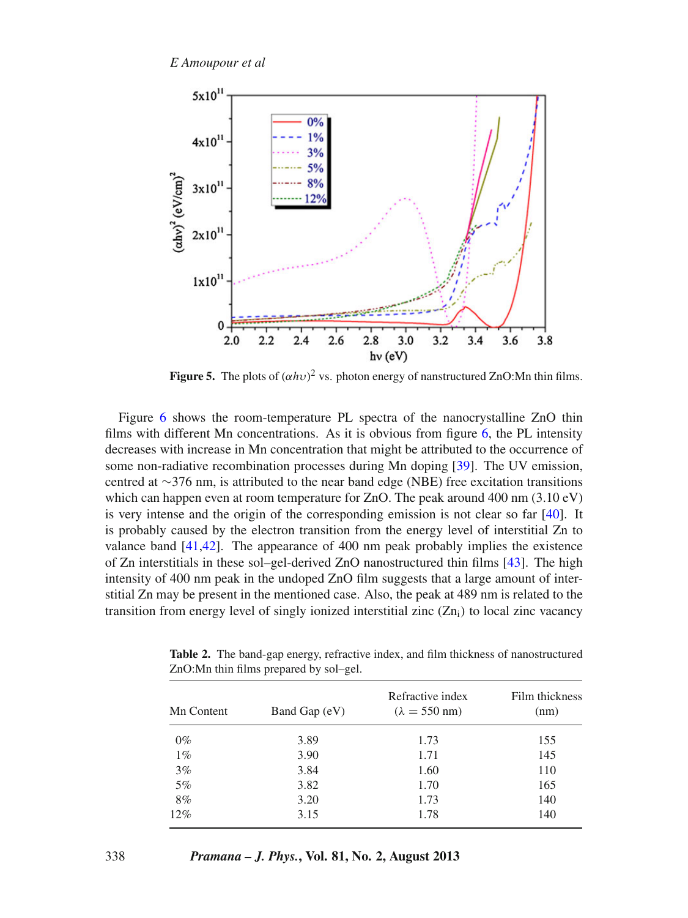**Figure 5.** The plots of $(\alpha h\upsilon)^2$ vs. photon energy of nanstructured ZnO:Mn thin films.

Figure 6 shows the room-temperature PL spectra of the nanocrystalline ZnO thin films with different Mn concentrations. As it is obvious from figure 6, the PL intensity decreases with increase in Mn concentration that might be attributed to the occurrence of some non-radiative recombination processes during Mn doping [39]. The UV emission, centred at ~376 nm, is attributed to the near band edge (NBE) free excitation transitions which can happen even at room temperature for ZnO. The peak around 400 nm (3.10 eV) is very intense and the origin of the corresponding emission is not clear so far [40]. It is probably caused by the electron transition from the energy level of interstitial Zn to valance band [41,42]. The appearance of 400 nm peak probably implies the existence of Zn interstitials in these sol–gel-derived ZnO nanostructured thin films [43]. The high intensity of 400 nm peak in the undoped ZnO film suggests that a large amount of interstitial Zn may be present in the mentioned case. Also, the peak at 489 nm is related to the transition from energy level of singly ionized interstitial zinc ($Zn_i$) to local zinc vacancy

**Table 2.** The band-gap energy, refractive index, and film thickness of nanostructured ZnO:Mn thin films prepared by sol–gel.

| Mn Content | Band Gap (eV) | Refractive index ($\lambda = 550$ nm) | Film thickness (nm) |
|---|---|---|---|
| 0% | 3.89 | 1.73 | 155 |
| 1% | 3.90 | 1.71 | 145 |
| 3% | 3.84 | 1.60 | 110 |
| 5% | 3.82 | 1.70 | 165 |
| 8% | 3.20 | 1.73 | 140 |
| 12% | 3.15 | 1.78 | 140 |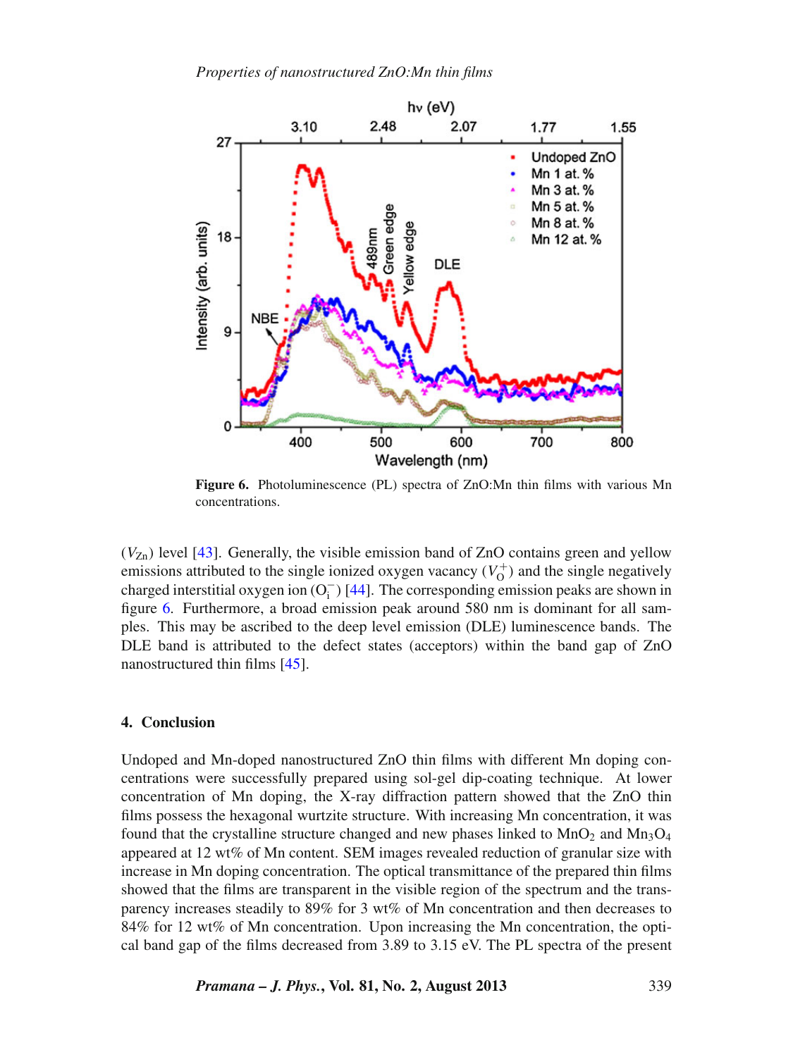**Figure 6.** Photoluminescence (PL) spectra of ZnO:Mn thin films with various Mn concentrations.

($V_{Zn}$) level [43]. Generally, the visible emission band of ZnO contains green and yellow emissions attributed to the single ionized oxygen vacancy ($V_O^+$) and the single negatively charged interstitial oxygen ion ($O_i^-$) [44]. The corresponding emission peaks are shown in figure 6. Furthermore, a broad emission peak around 580 nm is dominant for all samples. This may be ascribed to the deep level emission (DLE) luminescence bands. The DLE band is attributed to the defect states (acceptors) within the band gap of ZnO nanostructured thin films [45].

## 4. Conclusion

Undoped and Mn-doped nanostructured ZnO thin films with different Mn doping concentrations were successfully prepared using sol-gel dip-coating technique. At lower concentration of Mn doping, the X-ray diffraction pattern showed that the ZnO thin films possess the hexagonal wurtzite structure. With increasing Mn concentration, it was found that the crystalline structure changed and new phases linked to $MnO_2$ and $Mn_3O_4$ appeared at 12 wt% of Mn content. SEM images revealed reduction of granular size with increase in Mn doping concentration. The optical transmittance of the prepared thin films showed that the films are transparent in the visible region of the spectrum and the transparency increases steadily to 89% for 3 wt% of Mn concentration and then decreases to 84% for 12 wt% of Mn concentration. Upon increasing the Mn concentration, the optical band gap of the films decreased from 3.89 to 3.15 eV. The PL spectra of the present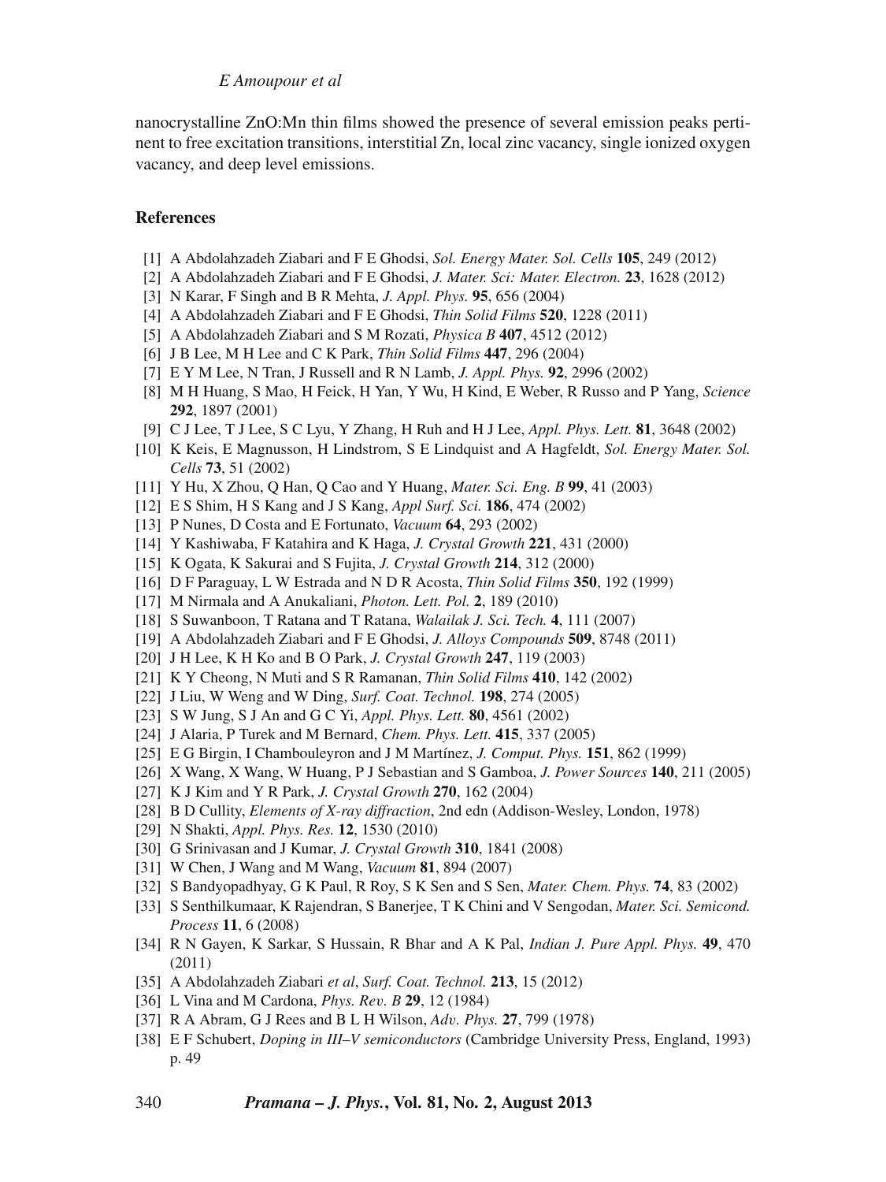nanocrystalline ZnO:Mn thin films showed the presence of several emission peaks pertinent to free excitation transitions, interstitial Zn, local zinc vacancy, single ionized oxygen vacancy, and deep level emissions.

## References

[1] A Abdolahzadeh Ziabari and F E Ghodsi, *Sol. Energy Mater. Sol. Cells* **105**, 249 (2012)

[2] A Abdolahzadeh Ziabari and F E Ghodsi, *J. Mater. Sci: Mater. Electron.* **23**, 1628 (2012)

[3] N Karar, F Singh and B R Mehta, *J. Appl. Phys.* **95**, 656 (2004)

[4] A Abdolahzadeh Ziabari and F E Ghodsi, *Thin Solid Films* **520**, 1228 (2011)

[5] A Abdolahzadeh Ziabari and S M Rozati, *Physica B* **407**, 4512 (2012)

[6] J B Lee, M H Lee and C K Park, *Thin Solid Films* **447**, 296 (2004)

[7] E Y M Lee, N Tran, J Russell and R N Lamb, *J. Appl. Phys.* **92**, 2996 (2002)

[8] M H Huang, S Mao, H Feick, H Yan, Y Wu, H Kind, E Weber, R Russo and P Yang, *Science* **292**, 1897 (2001)

[9] C J Lee, T J Lee, S C Lyu, Y Zhang, H Ruh and H J Lee, *Appl. Phys. Lett.* **81**, 3648 (2002)

[10] K Keis, E Magnusson, H Lindstrom, S E Lindquist and A Hagfeldt, *Sol. Energy Mater. Sol. Cells* **73**, 51 (2002)

[11] Y Hu, X Zhou, Q Han, Q Cao and Y Huang, *Mater. Sci. Eng. B* **99**, 41 (2003)

[12] E S Shim, H S Kang and J S Kang, *Appl Surf. Sci.* **186**, 474 (2002)

[13] P Nunes, D Costa and E Fortunato, *Vacuum* **64**, 293 (2002)

[14] Y Kashiwaba, F Katahira and K Haga, *J. Crystal Growth* **221**, 431 (2000)

[15] K Ogata, K Sakurai and S Fujita, *J. Crystal Growth* **214**, 312 (2000)

[16] D F Paraguay, L W Estrada and N D R Acosta, *Thin Solid Films* **350**, 192 (1999)

[17] M Nirmala and A Anukaliani, *Photon. Lett. Pol.* **2**, 189 (2010)

[18] S Suwanboon, T Ratana and T Ratana, *Walailak J. Sci. Tech.* **4**, 111 (2007)

[19] A Abdolahzadeh Ziabari and F E Ghodsi, *J. Alloys Compounds* **509**, 8748 (2011)

[20] J H Lee, K H Ko and B O Park, *J. Crystal Growth* **247**, 119 (2003)

[21] K Y Cheong, N Muti and S R Ramanan, *Thin Solid Films* **410**, 142 (2002)

[22] J Liu, W Weng and W Ding, *Surf. Coat. Technol.* **198**, 274 (2005)

[23] S W Jung, S J An and G C Yi, *Appl. Phys. Lett.* **80**, 4561 (2002)

[24] J Alaria, P Turek and M Bernard, *Chem. Phys. Lett.* **415**, 337 (2005)

[25] E G Birgin, I Chambouleyron and J M Martínez, *J. Comput. Phys.* **151**, 862 (1999)

[26] X Wang, X Wang, W Huang, P J Sebastian and S Gamboa, *J. Power Sources* **140**, 211 (2005)

[27] K J Kim and Y R Park, *J. Crystal Growth* **270**, 162 (2004)

[28] B D Cullity, *Elements of X-ray diffraction*, 2nd edn (Addison-Wesley, London, 1978)

[29] N Shakti, *Appl. Phys. Res.* **12**, 1530 (2010)

[30] G Srinivasan and J Kumar, *J. Crystal Growth* **310**, 1841 (2008)

[31] W Chen, J Wang and M Wang, *Vacuum* **81**, 894 (2007)

[32] S Bandyopadhyay, G K Paul, R Roy, S K Sen and S Sen, *Mater. Chem. Phys.* **74**, 83 (2002)

[33] S Senthilkumaar, K Rajendran, S Banerjee, T K Chini and V Sengodan, *Mater. Sci. Semicond. Process* **11**, 6 (2008)

[34] R N Gayen, K Sarkar, S Hussain, R Bhar and A K Pal, *Indian J. Pure Appl. Phys.* **49**, 470 (2011)

[35] A Abdolahzadeh Ziabari *et al*, *Surf. Coat. Technol.* **213**, 15 (2012)

[36] L Vina and M Cardona, *Phys. Rev. B* **29**, 12 (1984)

[37] R A Abram, G J Rees and B L H Wilson, *Adv. Phys.* **27**, 799 (1978)

[38] E F Schubert, *Doping in III–V semiconductors* (Cambridge University Press, England, 1993) p. 49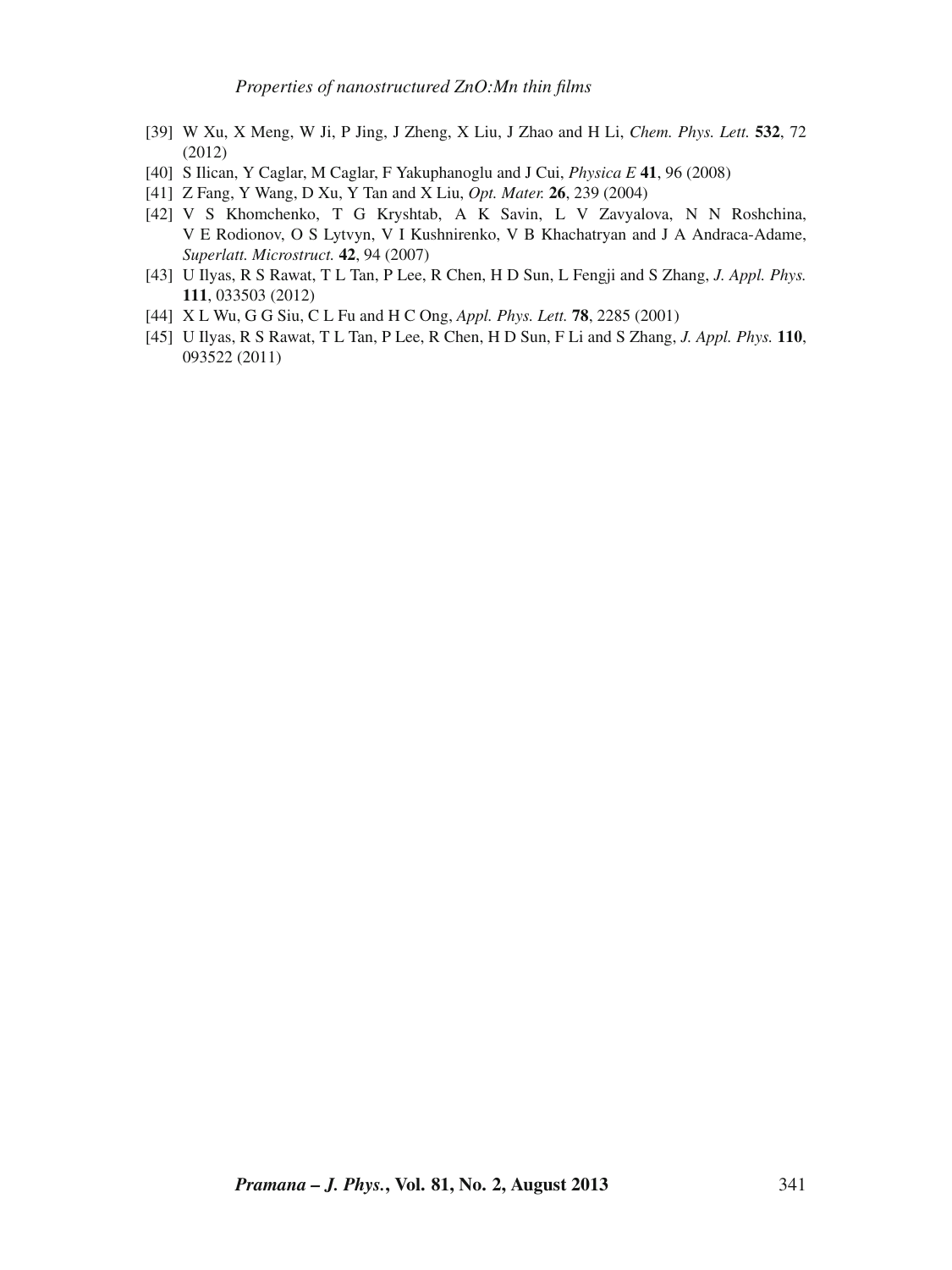[39] W Xu, X Meng, W Ji, P Jing, J Zheng, X Liu, J Zhao and H Li, *Chem. Phys. Lett.* **532**, 72 (2012)

[40] S Ilican, Y Caglar, M Caglar, F Yakuphanoglu and J Cui, *Physica E* **41**, 96 (2008)

[41] Z Fang, Y Wang, D Xu, Y Tan and X Liu, *Opt. Mater.* **26**, 239 (2004)

[42] V S Khomchenko, T G Kryshtab, A K Savin, L V Zavyalova, N N Roshchina, V E Rodionov, O S Lytvyn, V I Kushnirenko, V B Khachatryan and J A Andraca-Adame, *Superlatt. Microstruct.* **42**, 94 (2007)

[43] U Ilyas, R S Rawat, T L Tan, P Lee, R Chen, H D Sun, L Fengji and S Zhang, *J. Appl. Phys.* **111**, 033503 (2012)

[44] X L Wu, G G Siu, C L Fu and H C Ong, *Appl. Phys. Lett.* **78**, 2285 (2001)

[45] U Ilyas, R S Rawat, T L Tan, P Lee, R Chen, H D Sun, F Li and S Zhang, *J. Appl. Phys.* **110**, 093522 (2011)